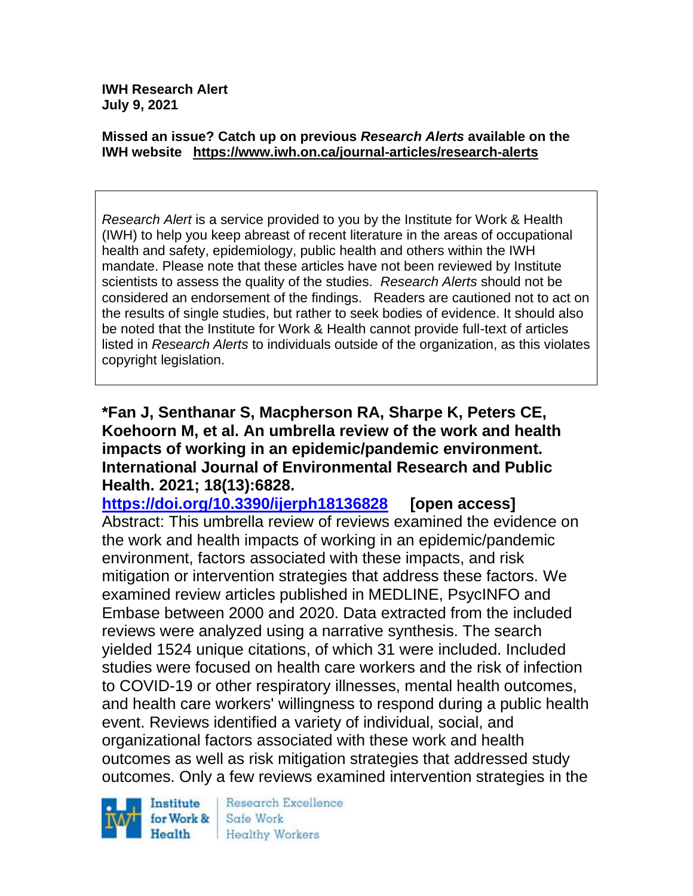**IWH Research Alert**
**July 9, 2021**

**Missed an issue? Catch up on previous *Research Alerts* available on the IWH website https://www.iwh.on.ca/journal-articles/research-alerts**

*Research Alert* is a service provided to you by the Institute for Work & Health (IWH) to help you keep abreast of recent literature in the areas of occupational health and safety, epidemiology, public health and others within the IWH mandate. Please note that these articles have not been reviewed by Institute scientists to assess the quality of the studies. *Research Alerts* should not be considered an endorsement of the findings. Readers are cautioned not to act on the results of single studies, but rather to seek bodies of evidence. It should also be noted that the Institute for Work & Health cannot provide full-text of articles listed in *Research Alerts* to individuals outside of the organization, as this violates copyright legislation.

**\*Fan J, Senthanar S, Macpherson RA, Sharpe K, Peters CE, Koehoorn M, et al. An umbrella review of the work and health impacts of working in an epidemic/pandemic environment. International Journal of Environmental Research and Public Health. 2021; 18(13):6828.**

**https://doi.org/10.3390/ijerph18136828 [open access]**

Abstract: This umbrella review of reviews examined the evidence on the work and health impacts of working in an epidemic/pandemic environment, factors associated with these impacts, and risk mitigation or intervention strategies that address these factors. We examined review articles published in MEDLINE, PsycINFO and Embase between 2000 and 2020. Data extracted from the included reviews were analyzed using a narrative synthesis. The search yielded 1524 unique citations, of which 31 were included. Included studies were focused on health care workers and the risk of infection to COVID-19 or other respiratory illnesses, mental health outcomes, and health care workers' willingness to respond during a public health event. Reviews identified a variety of individual, social, and organizational factors associated with these work and health outcomes as well as risk mitigation strategies that addressed study outcomes. Only a few reviews examined intervention strategies in the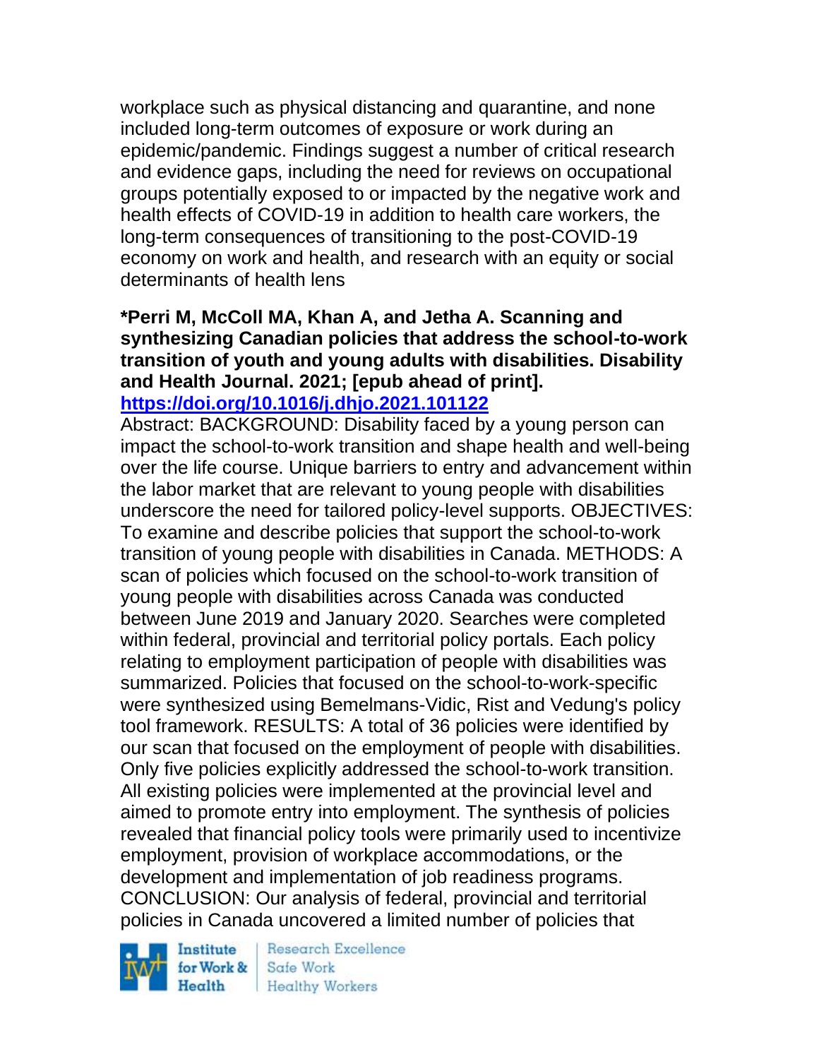workplace such as physical distancing and quarantine, and none included long-term outcomes of exposure or work during an epidemic/pandemic. Findings suggest a number of critical research and evidence gaps, including the need for reviews on occupational groups potentially exposed to or impacted by the negative work and health effects of COVID-19 in addition to health care workers, the long-term consequences of transitioning to the post-COVID-19 economy on work and health, and research with an equity or social determinants of health lens

**\*Perri M, McColl MA, Khan A, and Jetha A. Scanning and synthesizing Canadian policies that address the school-to-work transition of youth and young adults with disabilities. Disability and Health Journal. 2021; [epub ahead of print].**
**https://doi.org/10.1016/j.dhjo.2021.101122**

Abstract: BACKGROUND: Disability faced by a young person can impact the school-to-work transition and shape health and well-being over the life course. Unique barriers to entry and advancement within the labor market that are relevant to young people with disabilities underscore the need for tailored policy-level supports. OBJECTIVES: To examine and describe policies that support the school-to-work transition of young people with disabilities in Canada. METHODS: A scan of policies which focused on the school-to-work transition of young people with disabilities across Canada was conducted between June 2019 and January 2020. Searches were completed within federal, provincial and territorial policy portals. Each policy relating to employment participation of people with disabilities was summarized. Policies that focused on the school-to-work-specific were synthesized using Bemelmans-Vidic, Rist and Vedung's policy tool framework. RESULTS: A total of 36 policies were identified by our scan that focused on the employment of people with disabilities. Only five policies explicitly addressed the school-to-work transition. All existing policies were implemented at the provincial level and aimed to promote entry into employment. The synthesis of policies revealed that financial policy tools were primarily used to incentivize employment, provision of workplace accommodations, or the development and implementation of job readiness programs. CONCLUSION: Our analysis of federal, provincial and territorial policies in Canada uncovered a limited number of policies that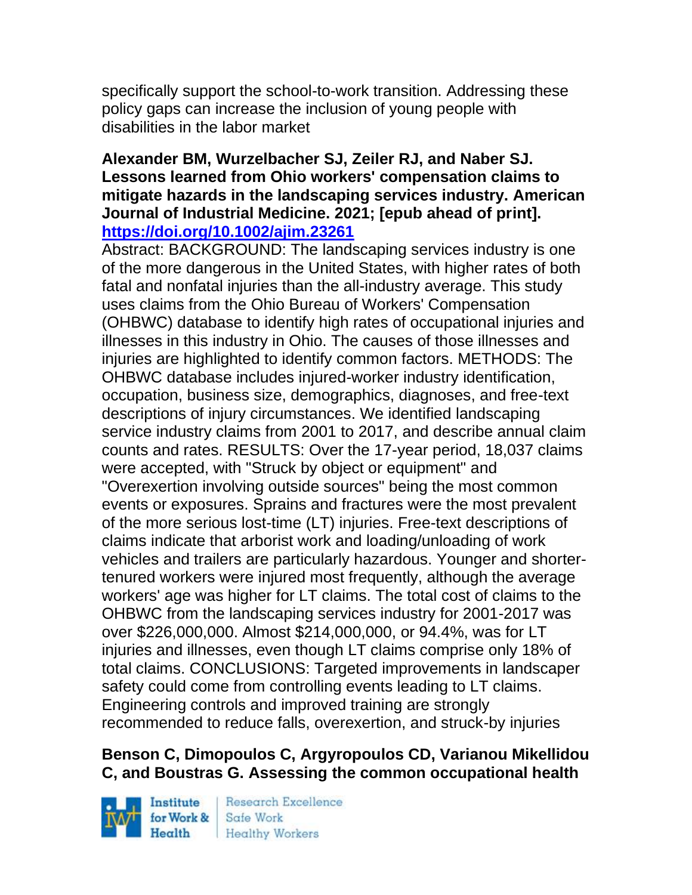specifically support the school-to-work transition. Addressing these policy gaps can increase the inclusion of young people with disabilities in the labor market

**Alexander BM, Wurzelbacher SJ, Zeiler RJ, and Naber SJ. Lessons learned from Ohio workers' compensation claims to mitigate hazards in the landscaping services industry. American Journal of Industrial Medicine. 2021; [epub ahead of print]. https://doi.org/10.1002/ajim.23261**

Abstract: BACKGROUND: The landscaping services industry is one of the more dangerous in the United States, with higher rates of both fatal and nonfatal injuries than the all-industry average. This study uses claims from the Ohio Bureau of Workers' Compensation (OHBWC) database to identify high rates of occupational injuries and illnesses in this industry in Ohio. The causes of those illnesses and injuries are highlighted to identify common factors. METHODS: The OHBWC database includes injured-worker industry identification, occupation, business size, demographics, diagnoses, and free-text descriptions of injury circumstances. We identified landscaping service industry claims from 2001 to 2017, and describe annual claim counts and rates. RESULTS: Over the 17-year period, 18,037 claims were accepted, with "Struck by object or equipment" and "Overexertion involving outside sources" being the most common events or exposures. Sprains and fractures were the most prevalent of the more serious lost-time (LT) injuries. Free-text descriptions of claims indicate that arborist work and loading/unloading of work vehicles and trailers are particularly hazardous. Younger and shorter-tenured workers were injured most frequently, although the average workers' age was higher for LT claims. The total cost of claims to the OHBWC from the landscaping services industry for 2001-2017 was over $226,000,000. Almost $214,000,000, or 94.4%, was for LT injuries and illnesses, even though LT claims comprise only 18% of total claims. CONCLUSIONS: Targeted improvements in landscaper safety could come from controlling events leading to LT claims. Engineering controls and improved training are strongly recommended to reduce falls, overexertion, and struck-by injuries

**Benson C, Dimopoulos C, Argyropoulos CD, Varianou Mikellidou C, and Boustras G. Assessing the common occupational health**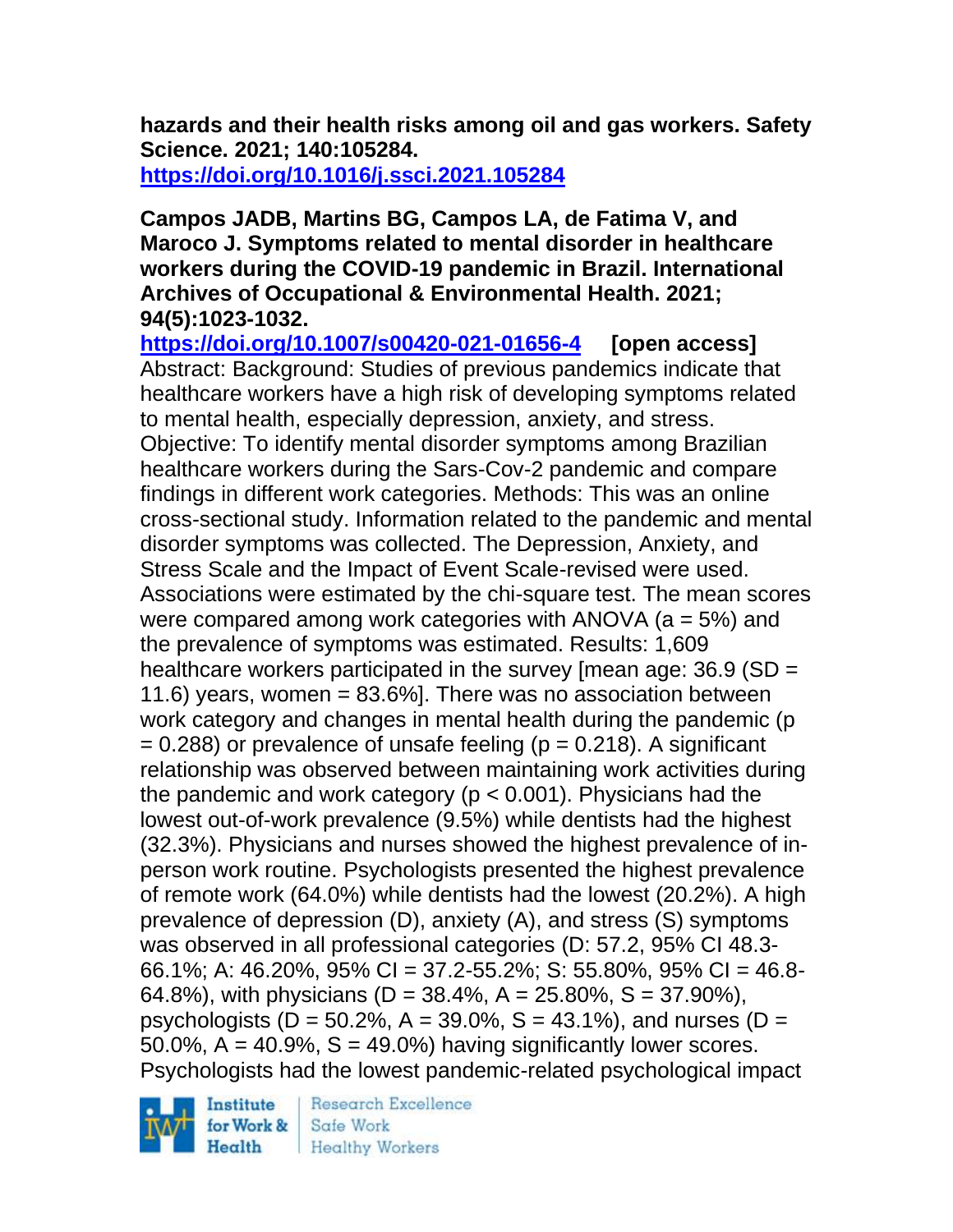**hazards and their health risks among oil and gas workers. Safety Science. 2021; 140:105284.**
**https://doi.org/10.1016/j.ssci.2021.105284**

**Campos JADB, Martins BG, Campos LA, de Fatima V, and Maroco J. Symptoms related to mental disorder in healthcare workers during the COVID-19 pandemic in Brazil. International Archives of Occupational & Environmental Health. 2021; 94(5):1023-1032.**
**https://doi.org/10.1007/s00420-021-01656-4 [open access]**
Abstract: Background: Studies of previous pandemics indicate that healthcare workers have a high risk of developing symptoms related to mental health, especially depression, anxiety, and stress. Objective: To identify mental disorder symptoms among Brazilian healthcare workers during the Sars-Cov-2 pandemic and compare findings in different work categories. Methods: This was an online cross-sectional study. Information related to the pandemic and mental disorder symptoms was collected. The Depression, Anxiety, and Stress Scale and the Impact of Event Scale-revised were used. Associations were estimated by the chi-square test. The mean scores were compared among work categories with ANOVA (a = 5%) and the prevalence of symptoms was estimated. Results: 1,609 healthcare workers participated in the survey [mean age: 36.9 (SD = 11.6) years, women = 83.6%]. There was no association between work category and changes in mental health during the pandemic ($p = 0.288$) or prevalence of unsafe feeling ($p = 0.218$). A significant relationship was observed between maintaining work activities during the pandemic and work category ($p < 0.001$). Physicians had the lowest out-of-work prevalence (9.5%) while dentists had the highest (32.3%). Physicians and nurses showed the highest prevalence of in-person work routine. Psychologists presented the highest prevalence of remote work (64.0%) while dentists had the lowest (20.2%). A high prevalence of depression (D), anxiety (A), and stress (S) symptoms was observed in all professional categories (D: 57.2, 95% CI 48.3-66.1%; A: 46.20%, 95% CI = 37.2-55.2%; S: 55.80%, 95% CI = 46.8-64.8%), with physicians (D = 38.4%, A = 25.80%, S = 37.90%), psychologists (D = 50.2%, A = 39.0%, S = 43.1%), and nurses (D = 50.0%, A = 40.9%, S = 49.0%) having significantly lower scores. Psychologists had the lowest pandemic-related psychological impact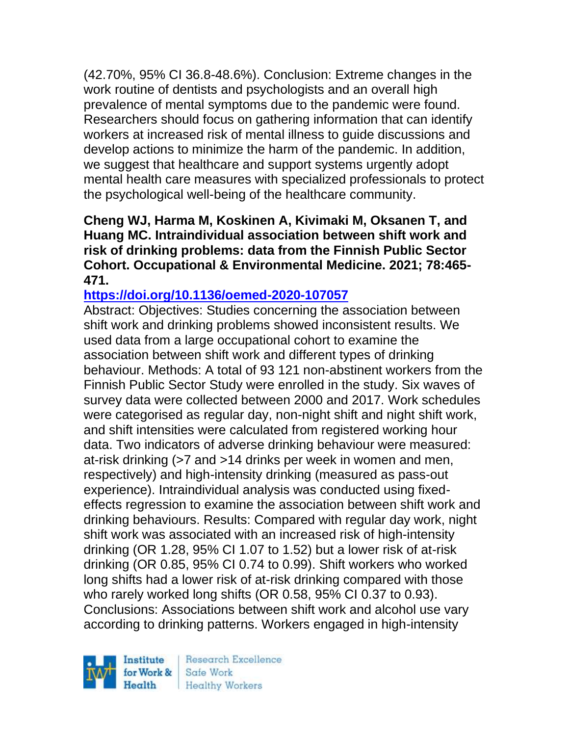(42.70%, 95% CI 36.8-48.6%). Conclusion: Extreme changes in the work routine of dentists and psychologists and an overall high prevalence of mental symptoms due to the pandemic were found. Researchers should focus on gathering information that can identify workers at increased risk of mental illness to guide discussions and develop actions to minimize the harm of the pandemic. In addition, we suggest that healthcare and support systems urgently adopt mental health care measures with specialized professionals to protect the psychological well-being of the healthcare community.

**Cheng WJ, Harma M, Koskinen A, Kivimaki M, Oksanen T, and Huang MC. Intraindividual association between shift work and risk of drinking problems: data from the Finnish Public Sector Cohort. Occupational & Environmental Medicine. 2021; 78:465-471.**

**https://doi.org/10.1136/oemed-2020-107057**

Abstract: Objectives: Studies concerning the association between shift work and drinking problems showed inconsistent results. We used data from a large occupational cohort to examine the association between shift work and different types of drinking behaviour. Methods: A total of 93 121 non-abstinent workers from the Finnish Public Sector Study were enrolled in the study. Six waves of survey data were collected between 2000 and 2017. Work schedules were categorised as regular day, non-night shift and night shift work, and shift intensities were calculated from registered working hour data. Two indicators of adverse drinking behaviour were measured: at-risk drinking (>7 and >14 drinks per week in women and men, respectively) and high-intensity drinking (measured as pass-out experience). Intraindividual analysis was conducted using fixed-effects regression to examine the association between shift work and drinking behaviours. Results: Compared with regular day work, night shift work was associated with an increased risk of high-intensity drinking (OR 1.28, 95% CI 1.07 to 1.52) but a lower risk of at-risk drinking (OR 0.85, 95% CI 0.74 to 0.99). Shift workers who worked long shifts had a lower risk of at-risk drinking compared with those who rarely worked long shifts (OR 0.58, 95% CI 0.37 to 0.93). Conclusions: Associations between shift work and alcohol use vary according to drinking patterns. Workers engaged in high-intensity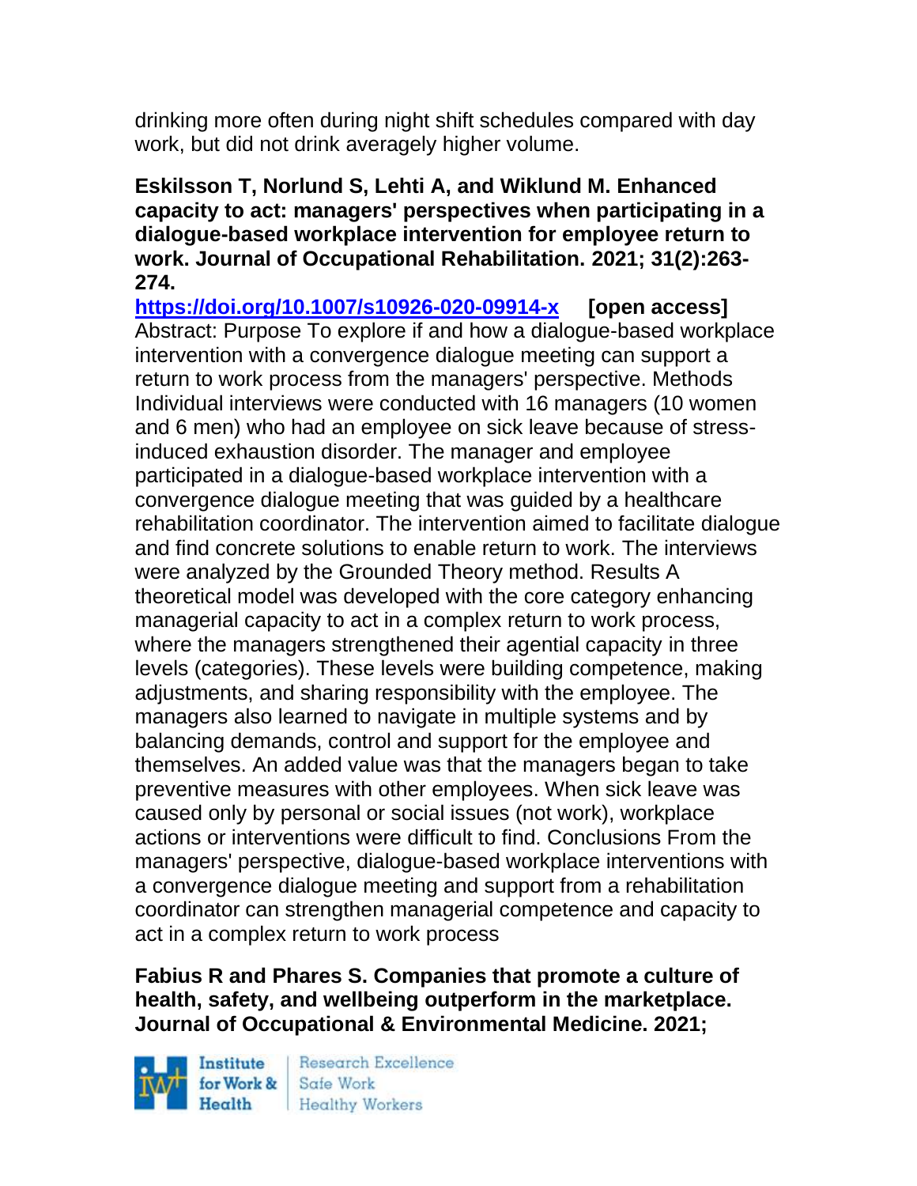drinking more often during night shift schedules compared with day work, but did not drink averagely higher volume.

**Eskilsson T, Norlund S, Lehti A, and Wiklund M. Enhanced capacity to act: managers' perspectives when participating in a dialogue-based workplace intervention for employee return to work. Journal of Occupational Rehabilitation. 2021; 31(2):263-274.**

**https://doi.org/10.1007/s10926-020-09914-x [open access]**

Abstract: Purpose To explore if and how a dialogue-based workplace intervention with a convergence dialogue meeting can support a return to work process from the managers' perspective. Methods Individual interviews were conducted with 16 managers (10 women and 6 men) who had an employee on sick leave because of stress-induced exhaustion disorder. The manager and employee participated in a dialogue-based workplace intervention with a convergence dialogue meeting that was guided by a healthcare rehabilitation coordinator. The intervention aimed to facilitate dialogue and find concrete solutions to enable return to work. The interviews were analyzed by the Grounded Theory method. Results A theoretical model was developed with the core category enhancing managerial capacity to act in a complex return to work process, where the managers strengthened their agential capacity in three levels (categories). These levels were building competence, making adjustments, and sharing responsibility with the employee. The managers also learned to navigate in multiple systems and by balancing demands, control and support for the employee and themselves. An added value was that the managers began to take preventive measures with other employees. When sick leave was caused only by personal or social issues (not work), workplace actions or interventions were difficult to find. Conclusions From the managers' perspective, dialogue-based workplace interventions with a convergence dialogue meeting and support from a rehabilitation coordinator can strengthen managerial competence and capacity to act in a complex return to work process

**Fabius R and Phares S. Companies that promote a culture of health, safety, and wellbeing outperform in the marketplace. Journal of Occupational & Environmental Medicine. 2021;**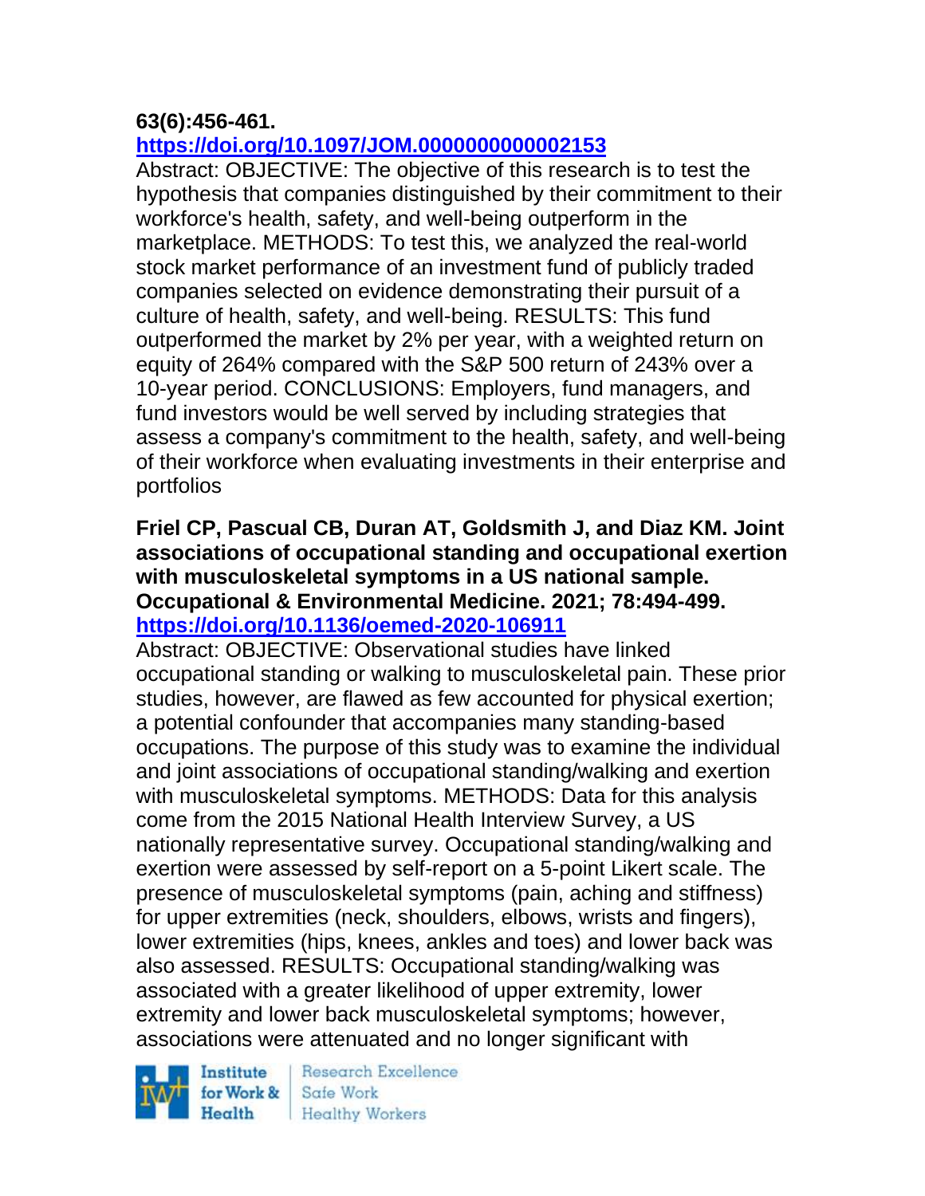**63(6):456-461.**
**https://doi.org/10.1097/JOM.0000000000002153**

Abstract: OBJECTIVE: The objective of this research is to test the hypothesis that companies distinguished by their commitment to their workforce's health, safety, and well-being outperform in the marketplace. METHODS: To test this, we analyzed the real-world stock market performance of an investment fund of publicly traded companies selected on evidence demonstrating their pursuit of a culture of health, safety, and well-being. RESULTS: This fund outperformed the market by 2% per year, with a weighted return on equity of 264% compared with the S&P 500 return of 243% over a 10-year period. CONCLUSIONS: Employers, fund managers, and fund investors would be well served by including strategies that assess a company's commitment to the health, safety, and well-being of their workforce when evaluating investments in their enterprise and portfolios

**Friel CP, Pascual CB, Duran AT, Goldsmith J, and Diaz KM. Joint associations of occupational standing and occupational exertion with musculoskeletal symptoms in a US national sample. Occupational & Environmental Medicine. 2021; 78:494-499.**
**https://doi.org/10.1136/oemed-2020-106911**

Abstract: OBJECTIVE: Observational studies have linked occupational standing or walking to musculoskeletal pain. These prior studies, however, are flawed as few accounted for physical exertion; a potential confounder that accompanies many standing-based occupations. The purpose of this study was to examine the individual and joint associations of occupational standing/walking and exertion with musculoskeletal symptoms. METHODS: Data for this analysis come from the 2015 National Health Interview Survey, a US nationally representative survey. Occupational standing/walking and exertion were assessed by self-report on a 5-point Likert scale. The presence of musculoskeletal symptoms (pain, aching and stiffness) for upper extremities (neck, shoulders, elbows, wrists and fingers), lower extremities (hips, knees, ankles and toes) and lower back was also assessed. RESULTS: Occupational standing/walking was associated with a greater likelihood of upper extremity, lower extremity and lower back musculoskeletal symptoms; however, associations were attenuated and no longer significant with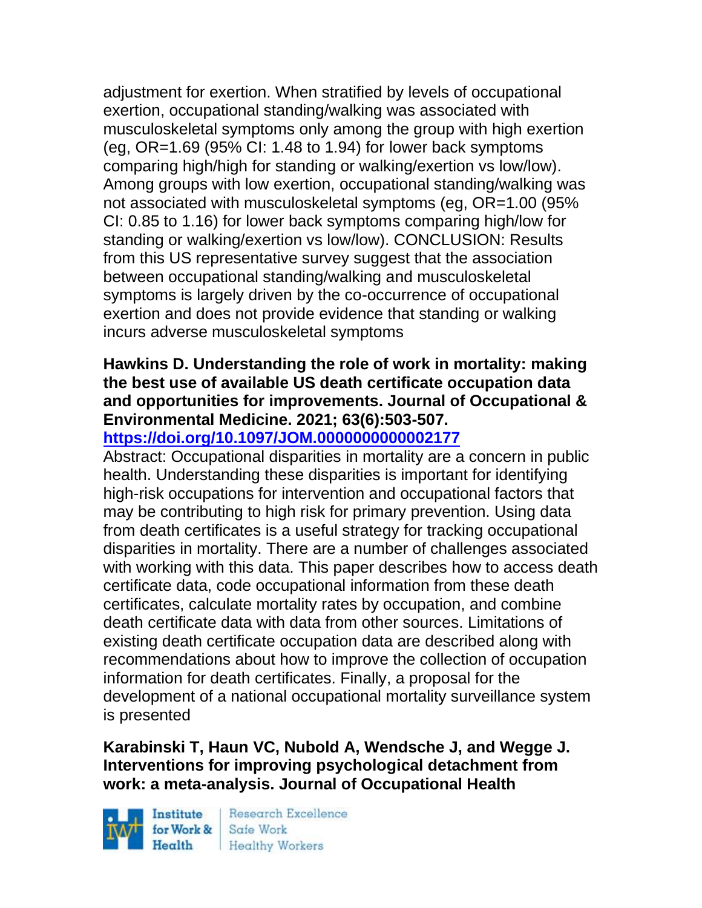adjustment for exertion. When stratified by levels of occupational exertion, occupational standing/walking was associated with musculoskeletal symptoms only among the group with high exertion (eg, OR=1.69 (95% CI: 1.48 to 1.94) for lower back symptoms comparing high/high for standing or walking/exertion vs low/low). Among groups with low exertion, occupational standing/walking was not associated with musculoskeletal symptoms (eg, OR=1.00 (95% CI: 0.85 to 1.16) for lower back symptoms comparing high/low for standing or walking/exertion vs low/low). CONCLUSION: Results from this US representative survey suggest that the association between occupational standing/walking and musculoskeletal symptoms is largely driven by the co-occurrence of occupational exertion and does not provide evidence that standing or walking incurs adverse musculoskeletal symptoms

**Hawkins D. Understanding the role of work in mortality: making the best use of available US death certificate occupation data and opportunities for improvements. Journal of Occupational & Environmental Medicine. 2021; 63(6):503-507.**
**https://doi.org/10.1097/JOM.0000000000002177**

Abstract: Occupational disparities in mortality are a concern in public health. Understanding these disparities is important for identifying high-risk occupations for intervention and occupational factors that may be contributing to high risk for primary prevention. Using data from death certificates is a useful strategy for tracking occupational disparities in mortality. There are a number of challenges associated with working with this data. This paper describes how to access death certificate data, code occupational information from these death certificates, calculate mortality rates by occupation, and combine death certificate data with data from other sources. Limitations of existing death certificate occupation data are described along with recommendations about how to improve the collection of occupation information for death certificates. Finally, a proposal for the development of a national occupational mortality surveillance system is presented

**Karabinski T, Haun VC, Nubold A, Wendsche J, and Wegge J. Interventions for improving psychological detachment from work: a meta-analysis. Journal of Occupational Health**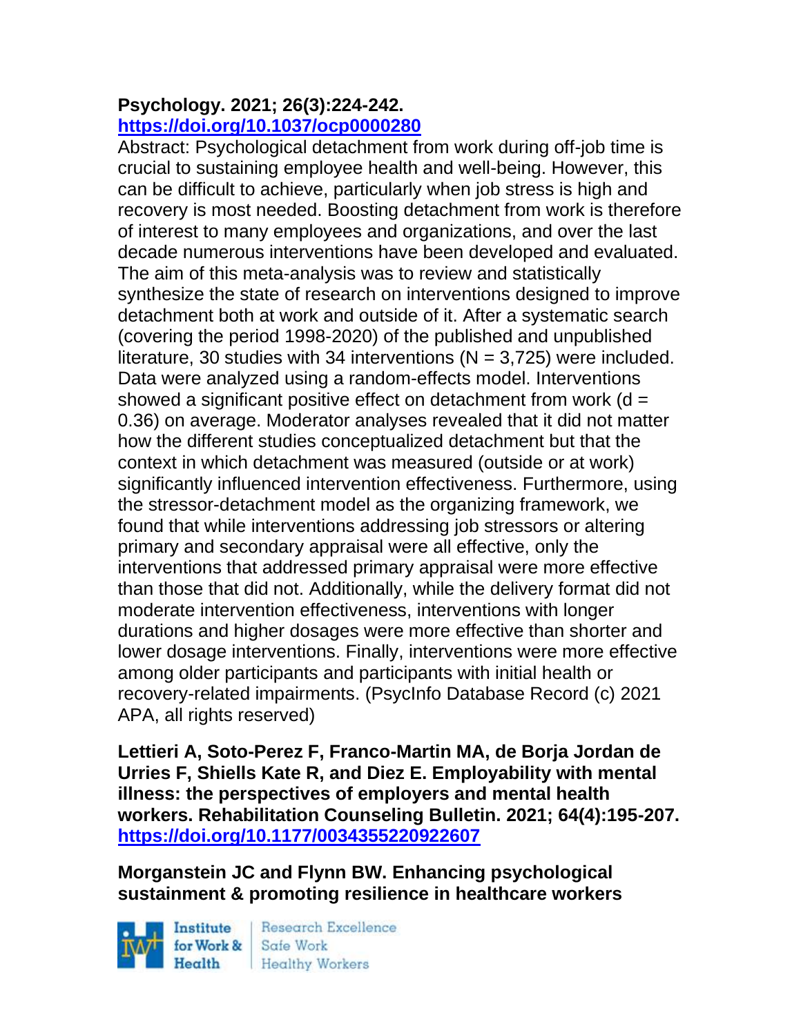**Psychology. 2021; 26(3):224-242.**
**https://doi.org/10.1037/ocp0000280**

Abstract: Psychological detachment from work during off-job time is crucial to sustaining employee health and well-being. However, this can be difficult to achieve, particularly when job stress is high and recovery is most needed. Boosting detachment from work is therefore of interest to many employees and organizations, and over the last decade numerous interventions have been developed and evaluated. The aim of this meta-analysis was to review and statistically synthesize the state of research on interventions designed to improve detachment both at work and outside of it. After a systematic search (covering the period 1998-2020) of the published and unpublished literature, 30 studies with 34 interventions ($N = 3,725$) were included. Data were analyzed using a random-effects model. Interventions showed a significant positive effect on detachment from work ($d = 0.36$) on average. Moderator analyses revealed that it did not matter how the different studies conceptualized detachment but that the context in which detachment was measured (outside or at work) significantly influenced intervention effectiveness. Furthermore, using the stressor-detachment model as the organizing framework, we found that while interventions addressing job stressors or altering primary and secondary appraisal were all effective, only the interventions that addressed primary appraisal were more effective than those that did not. Additionally, while the delivery format did not moderate intervention effectiveness, interventions with longer durations and higher dosages were more effective than shorter and lower dosage interventions. Finally, interventions were more effective among older participants and participants with initial health or recovery-related impairments. (PsycInfo Database Record (c) 2021 APA, all rights reserved)

**Lettieri A, Soto-Perez F, Franco-Martin MA, de Borja Jordan de Urries F, Shiells Kate R, and Diez E. Employability with mental illness: the perspectives of employers and mental health workers. Rehabilitation Counseling Bulletin. 2021; 64(4):195-207. https://doi.org/10.1177/0034355220922607**

**Morganstein JC and Flynn BW. Enhancing psychological sustainment & promoting resilience in healthcare workers**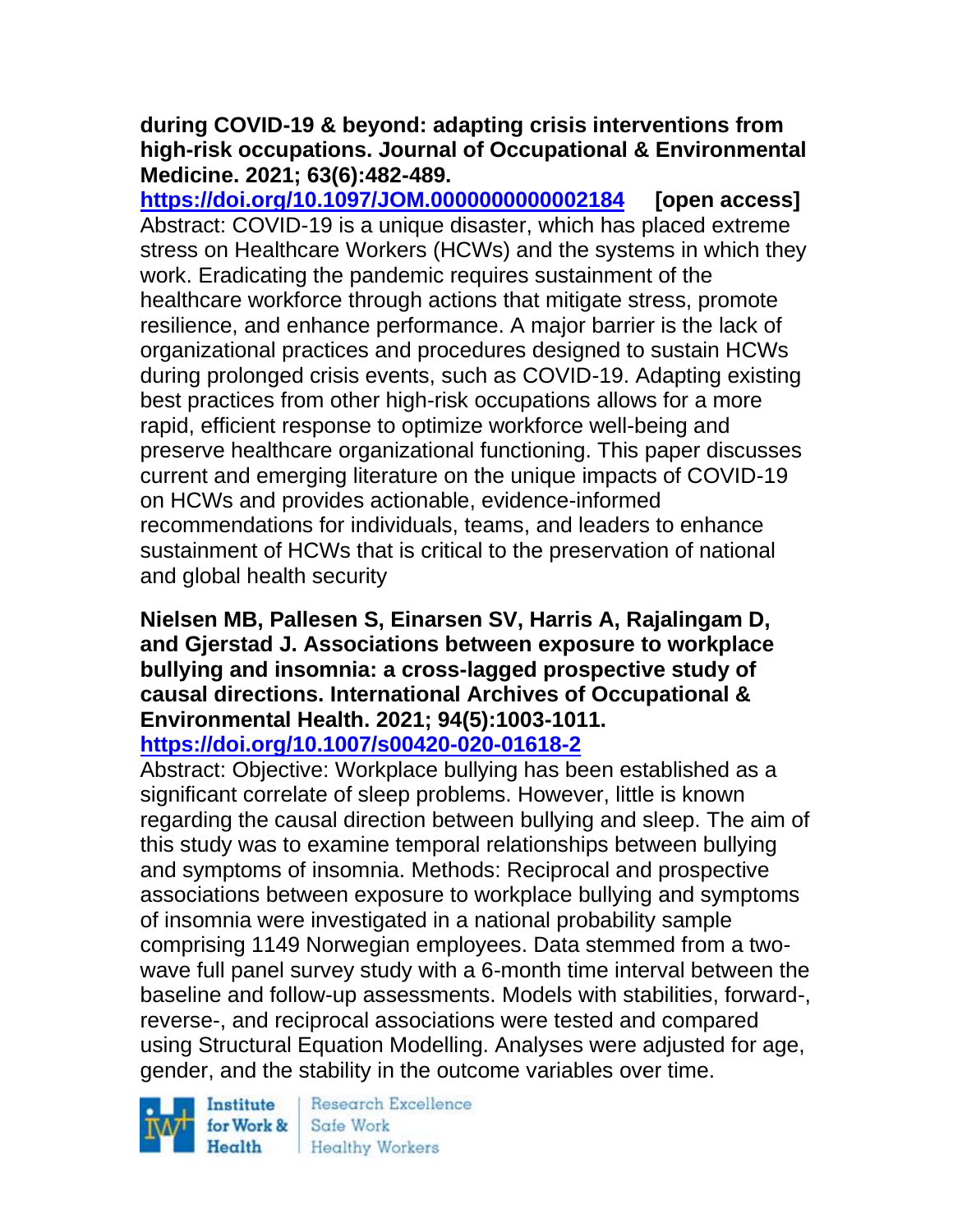**during COVID-19 & beyond: adapting crisis interventions from high-risk occupations. Journal of Occupational & Environmental Medicine. 2021; 63(6):482-489.**
https://doi.org/10.1097/JOM.0000000000002184 **[open access]**
Abstract: COVID-19 is a unique disaster, which has placed extreme stress on Healthcare Workers (HCWs) and the systems in which they work. Eradicating the pandemic requires sustainment of the healthcare workforce through actions that mitigate stress, promote resilience, and enhance performance. A major barrier is the lack of organizational practices and procedures designed to sustain HCWs during prolonged crisis events, such as COVID-19. Adapting existing best practices from other high-risk occupations allows for a more rapid, efficient response to optimize workforce well-being and preserve healthcare organizational functioning. This paper discusses current and emerging literature on the unique impacts of COVID-19 on HCWs and provides actionable, evidence-informed recommendations for individuals, teams, and leaders to enhance sustainment of HCWs that is critical to the preservation of national and global health security

**Nielsen MB, Pallesen S, Einarsen SV, Harris A, Rajalingam D, and Gjerstad J. Associations between exposure to workplace bullying and insomnia: a cross-lagged prospective study of causal directions. International Archives of Occupational & Environmental Health. 2021; 94(5):1003-1011.**
https://doi.org/10.1007/s00420-020-01618-2
Abstract: Objective: Workplace bullying has been established as a significant correlate of sleep problems. However, little is known regarding the causal direction between bullying and sleep. The aim of this study was to examine temporal relationships between bullying and symptoms of insomnia. Methods: Reciprocal and prospective associations between exposure to workplace bullying and symptoms of insomnia were investigated in a national probability sample comprising 1149 Norwegian employees. Data stemmed from a two-wave full panel survey study with a 6-month time interval between the baseline and follow-up assessments. Models with stabilities, forward-, reverse-, and reciprocal associations were tested and compared using Structural Equation Modelling. Analyses were adjusted for age, gender, and the stability in the outcome variables over time.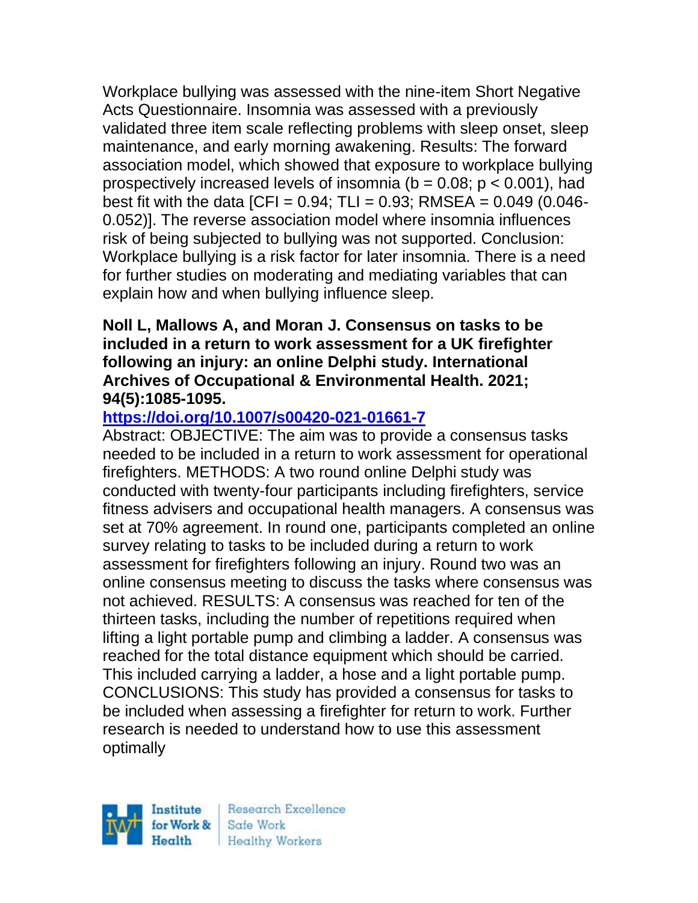Workplace bullying was assessed with the nine-item Short Negative Acts Questionnaire. Insomnia was assessed with a previously validated three item scale reflecting problems with sleep onset, sleep maintenance, and early morning awakening. Results: The forward association model, which showed that exposure to workplace bullying prospectively increased levels of insomnia ($b = 0.08$; $p < 0.001$), had best fit with the data [CFI = 0.94; TLI = 0.93; RMSEA = 0.049 (0.046-0.052)]. The reverse association model where insomnia influences risk of being subjected to bullying was not supported. Conclusion: Workplace bullying is a risk factor for later insomnia. There is a need for further studies on moderating and mediating variables that can explain how and when bullying influence sleep.

**Noll L, Mallows A, and Moran J. Consensus on tasks to be included in a return to work assessment for a UK firefighter following an injury: an online Delphi study. International Archives of Occupational & Environmental Health. 2021; 94(5):1085-1095.**

https://doi.org/10.1007/s00420-021-01661-7

Abstract: OBJECTIVE: The aim was to provide a consensus tasks needed to be included in a return to work assessment for operational firefighters. METHODS: A two round online Delphi study was conducted with twenty-four participants including firefighters, service fitness advisers and occupational health managers. A consensus was set at 70% agreement. In round one, participants completed an online survey relating to tasks to be included during a return to work assessment for firefighters following an injury. Round two was an online consensus meeting to discuss the tasks where consensus was not achieved. RESULTS: A consensus was reached for ten of the thirteen tasks, including the number of repetitions required when lifting a light portable pump and climbing a ladder. A consensus was reached for the total distance equipment which should be carried. This included carrying a ladder, a hose and a light portable pump. CONCLUSIONS: This study has provided a consensus for tasks to be included when assessing a firefighter for return to work. Further research is needed to understand how to use this assessment optimally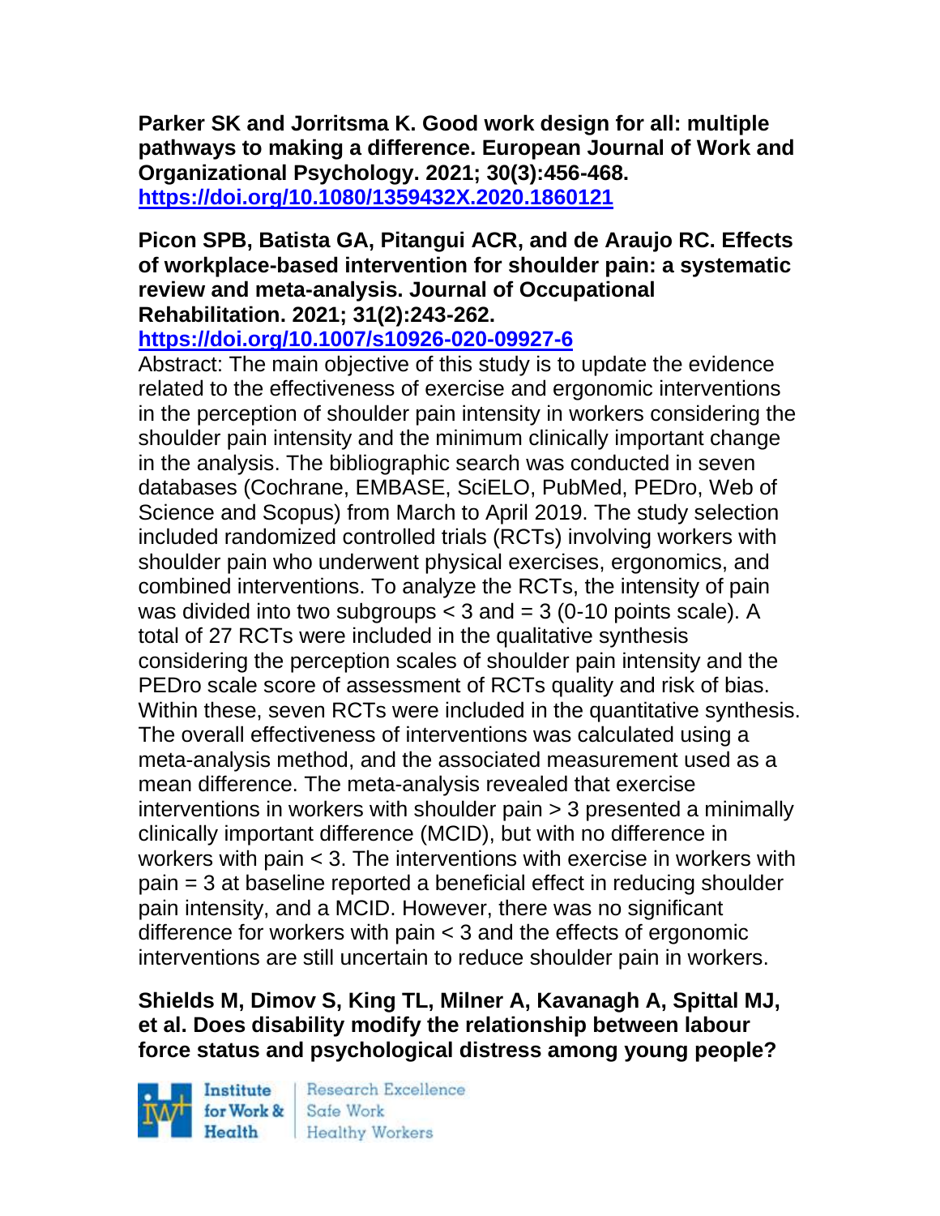**Parker SK and Jorritsma K. Good work design for all: multiple pathways to making a difference. European Journal of Work and Organizational Psychology. 2021; 30(3):456-468. https://doi.org/10.1080/1359432X.2020.1860121**

**Picon SPB, Batista GA, Pitangui ACR, and de Araujo RC. Effects of workplace-based intervention for shoulder pain: a systematic review and meta-analysis. Journal of Occupational Rehabilitation. 2021; 31(2):243-262. https://doi.org/10.1007/s10926-020-09927-6**

Abstract: The main objective of this study is to update the evidence related to the effectiveness of exercise and ergonomic interventions in the perception of shoulder pain intensity in workers considering the shoulder pain intensity and the minimum clinically important change in the analysis. The bibliographic search was conducted in seven databases (Cochrane, EMBASE, SciELO, PubMed, PEDro, Web of Science and Scopus) from March to April 2019. The study selection included randomized controlled trials (RCTs) involving workers with shoulder pain who underwent physical exercises, ergonomics, and combined interventions. To analyze the RCTs, the intensity of pain was divided into two subgroups < 3 and = 3 (0-10 points scale). A total of 27 RCTs were included in the qualitative synthesis considering the perception scales of shoulder pain intensity and the PEDro scale score of assessment of RCTs quality and risk of bias. Within these, seven RCTs were included in the quantitative synthesis. The overall effectiveness of interventions was calculated using a meta-analysis method, and the associated measurement used as a mean difference. The meta-analysis revealed that exercise interventions in workers with shoulder pain > 3 presented a minimally clinically important difference (MCID), but with no difference in workers with pain < 3. The interventions with exercise in workers with pain = 3 at baseline reported a beneficial effect in reducing shoulder pain intensity, and a MCID. However, there was no significant difference for workers with pain < 3 and the effects of ergonomic interventions are still uncertain to reduce shoulder pain in workers.

**Shields M, Dimov S, King TL, Milner A, Kavanagh A, Spittal MJ, et al. Does disability modify the relationship between labour force status and psychological distress among young people?**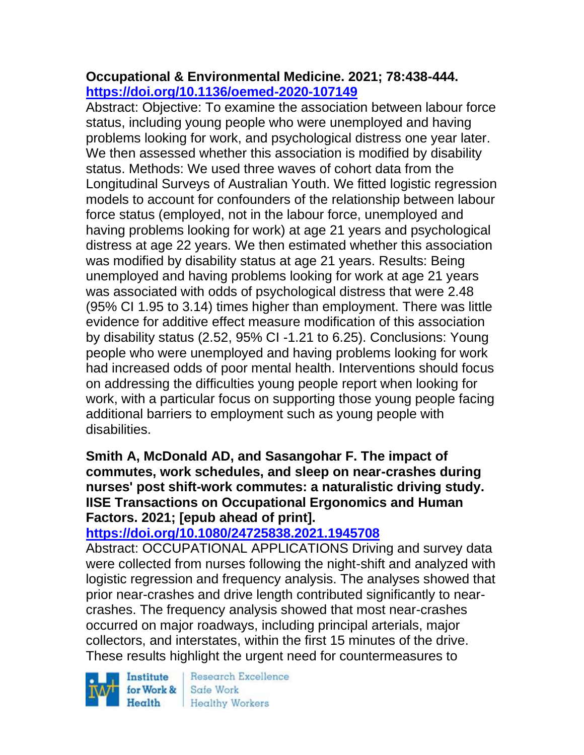**Occupational & Environmental Medicine. 2021; 78:438-444.**
**https://doi.org/10.1136/oemed-2020-107149**

Abstract: Objective: To examine the association between labour force status, including young people who were unemployed and having problems looking for work, and psychological distress one year later. We then assessed whether this association is modified by disability status. Methods: We used three waves of cohort data from the Longitudinal Surveys of Australian Youth. We fitted logistic regression models to account for confounders of the relationship between labour force status (employed, not in the labour force, unemployed and having problems looking for work) at age 21 years and psychological distress at age 22 years. We then estimated whether this association was modified by disability status at age 21 years. Results: Being unemployed and having problems looking for work at age 21 years was associated with odds of psychological distress that were 2.48 (95% CI 1.95 to 3.14) times higher than employment. There was little evidence for additive effect measure modification of this association by disability status (2.52, 95% CI -1.21 to 6.25). Conclusions: Young people who were unemployed and having problems looking for work had increased odds of poor mental health. Interventions should focus on addressing the difficulties young people report when looking for work, with a particular focus on supporting those young people facing additional barriers to employment such as young people with disabilities.

**Smith A, McDonald AD, and Sasangohar F. The impact of commutes, work schedules, and sleep on near-crashes during nurses' post shift-work commutes: a naturalistic driving study. IISE Transactions on Occupational Ergonomics and Human Factors. 2021; [epub ahead of print].**
**https://doi.org/10.1080/24725838.2021.1945708**

Abstract: OCCUPATIONAL APPLICATIONS Driving and survey data were collected from nurses following the night-shift and analyzed with logistic regression and frequency analysis. The analyses showed that prior near-crashes and drive length contributed significantly to near-crashes. The frequency analysis showed that most near-crashes occurred on major roadways, including principal arterials, major collectors, and interstates, within the first 15 minutes of the drive. These results highlight the urgent need for countermeasures to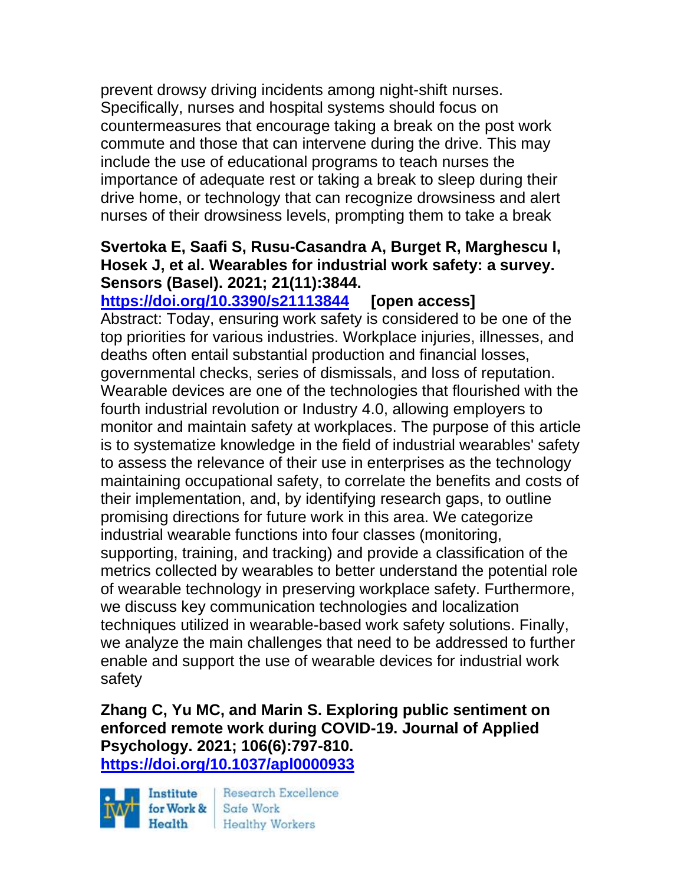prevent drowsy driving incidents among night-shift nurses. Specifically, nurses and hospital systems should focus on countermeasures that encourage taking a break on the post work commute and those that can intervene during the drive. This may include the use of educational programs to teach nurses the importance of adequate rest or taking a break to sleep during their drive home, or technology that can recognize drowsiness and alert nurses of their drowsiness levels, prompting them to take a break

**Svertoka E, Saafi S, Rusu-Casandra A, Burget R, Marghescu I, Hosek J, et al. Wearables for industrial work safety: a survey. Sensors (Basel). 2021; 21(11):3844.**
**https://doi.org/10.3390/s21113844** **[open access]**
Abstract: Today, ensuring work safety is considered to be one of the top priorities for various industries. Workplace injuries, illnesses, and deaths often entail substantial production and financial losses, governmental checks, series of dismissals, and loss of reputation. Wearable devices are one of the technologies that flourished with the fourth industrial revolution or Industry 4.0, allowing employers to monitor and maintain safety at workplaces. The purpose of this article is to systematize knowledge in the field of industrial wearables' safety to assess the relevance of their use in enterprises as the technology maintaining occupational safety, to correlate the benefits and costs of their implementation, and, by identifying research gaps, to outline promising directions for future work in this area. We categorize industrial wearable functions into four classes (monitoring, supporting, training, and tracking) and provide a classification of the metrics collected by wearables to better understand the potential role of wearable technology in preserving workplace safety. Furthermore, we discuss key communication technologies and localization techniques utilized in wearable-based work safety solutions. Finally, we analyze the main challenges that need to be addressed to further enable and support the use of wearable devices for industrial work safety

**Zhang C, Yu MC, and Marin S. Exploring public sentiment on enforced remote work during COVID-19. Journal of Applied Psychology. 2021; 106(6):797-810.**
**https://doi.org/10.1037/apl0000933**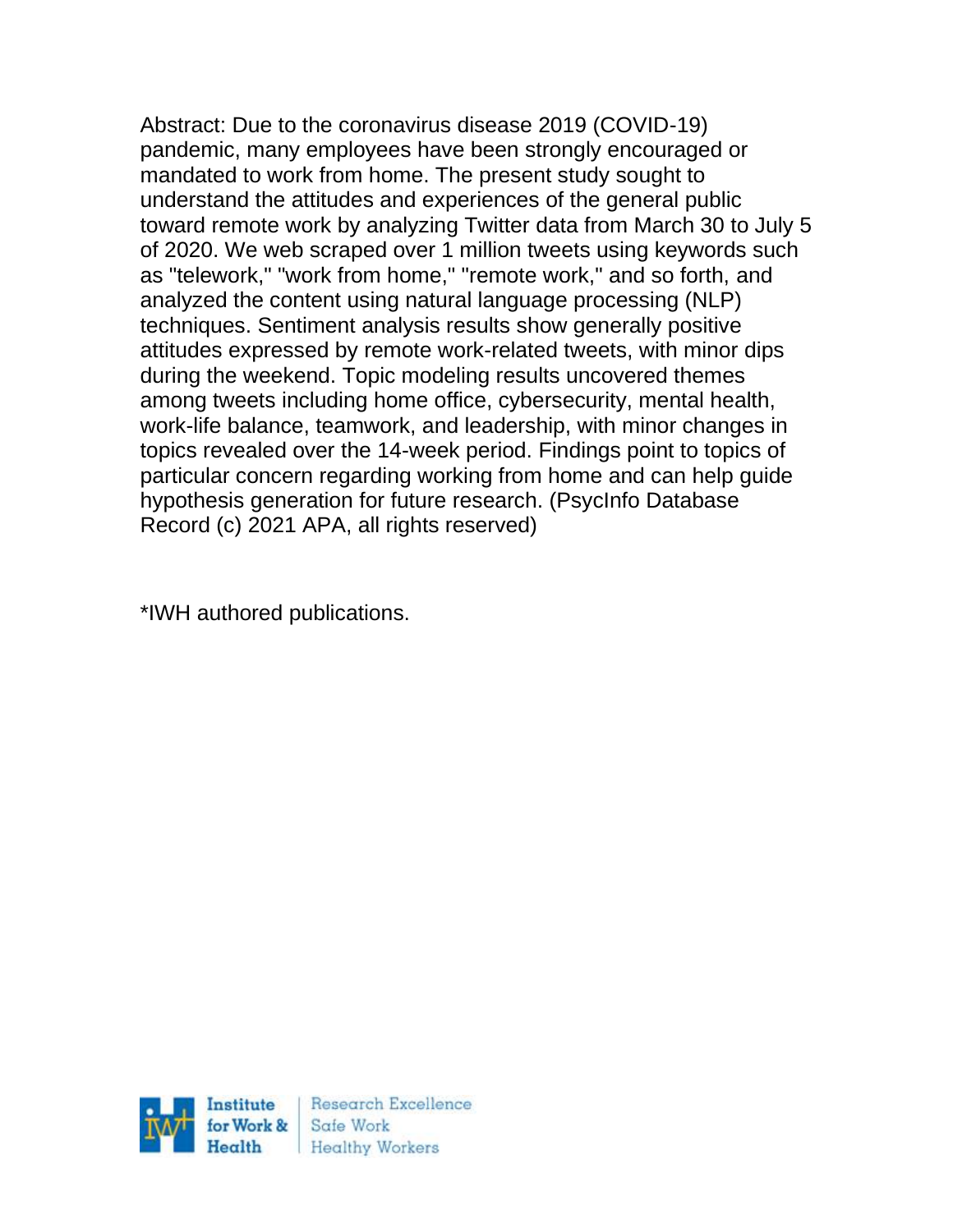Abstract: Due to the coronavirus disease 2019 (COVID-19) pandemic, many employees have been strongly encouraged or mandated to work from home. The present study sought to understand the attitudes and experiences of the general public toward remote work by analyzing Twitter data from March 30 to July 5 of 2020. We web scraped over 1 million tweets using keywords such as "telework," "work from home," "remote work," and so forth, and analyzed the content using natural language processing (NLP) techniques. Sentiment analysis results show generally positive attitudes expressed by remote work-related tweets, with minor dips during the weekend. Topic modeling results uncovered themes among tweets including home office, cybersecurity, mental health, work-life balance, teamwork, and leadership, with minor changes in topics revealed over the 14-week period. Findings point to topics of particular concern regarding working from home and can help guide hypothesis generation for future research. (PsycInfo Database Record (c) 2021 APA, all rights reserved)

*IWH authored publications.